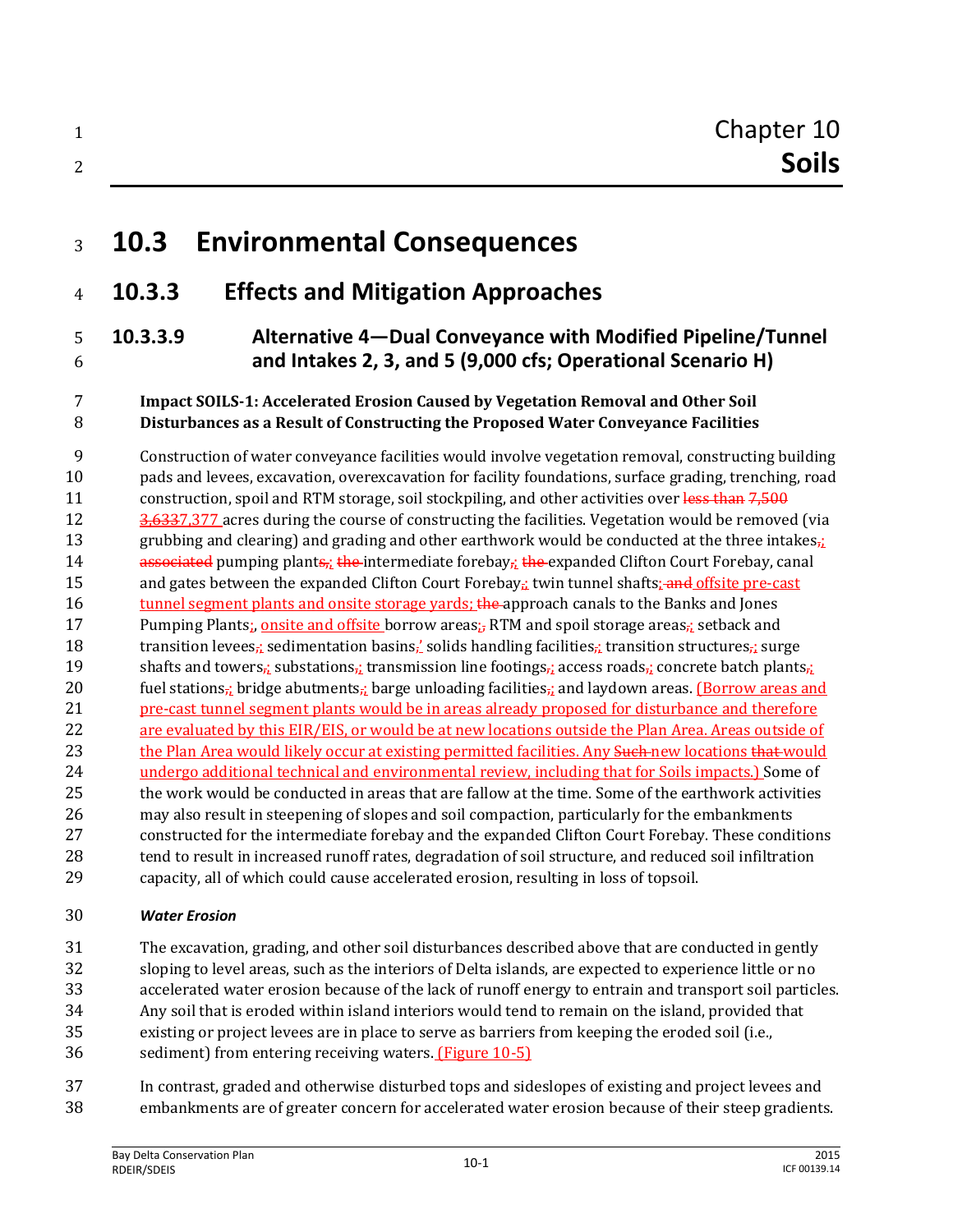Chapter 10

# Soils

# 10.3 Environmental Consequences

## 10.3.3 Effects and Mitigation Approaches

### 10.3.3.9 Alternative 4—Dual Conveyance with Modified Pipeline/Tunnel and Intakes 2, 3, and 5 (9,000 cfs; Operational Scenario H)

**Impact SOILS-1: Accelerated Erosion Caused by Vegetation Removal and Other Soil Disturbances as a Result of Constructing the Proposed Water Conveyance Facilities**

Construction of water conveyance facilities would involve vegetation removal, constructing building pads and levees, excavation, overexcavation for facility foundations, surface grading, trenching, road construction, spoil and RTM storage, soil stockpiling, and other activities over ~~less than 7,500~~ ~~3,633~~7,377 acres during the course of constructing the facilities. Vegetation would be removed (via grubbing and clearing) and grading and other earthwork would be conducted at the three intakes,; ~~associated~~ pumping plants,; ~~the~~ intermediate forebay,; ~~the~~ expanded Clifton Court Forebay, canal and gates between the expanded Clifton Court Forebay,; twin tunnel shafts; ~~and~~ offsite pre-cast tunnel segment plants and onsite storage yards; ~~the~~ approach canals to the Banks and Jones Pumping Plants;, onsite and offsite borrow areas;, RTM and spoil storage areas,; setback and transition levees,; sedimentation basins,' solids handling facilities,; transition structures,; surge shafts and towers,; substations,; transmission line footings,; access roads,; concrete batch plants,; fuel stations,; bridge abutments,; barge unloading facilities,; and laydown areas. (Borrow areas and pre-cast tunnel segment plants would be in areas already proposed for disturbance and therefore are evaluated by this EIR/EIS, or would be at new locations outside the Plan Area. Areas outside of the Plan Area would likely occur at existing permitted facilities. Any ~~Such~~ new locations ~~that~~ would undergo additional technical and environmental review, including that for Soils impacts.) Some of the work would be conducted in areas that are fallow at the time. Some of the earthwork activities may also result in steepening of slopes and soil compaction, particularly for the embankments constructed for the intermediate forebay and the expanded Clifton Court Forebay. These conditions tend to result in increased runoff rates, degradation of soil structure, and reduced soil infiltration capacity, all of which could cause accelerated erosion, resulting in loss of topsoil.

***Water Erosion***

The excavation, grading, and other soil disturbances described above that are conducted in gently sloping to level areas, such as the interiors of Delta islands, are expected to experience little or no accelerated water erosion because of the lack of runoff energy to entrain and transport soil particles. Any soil that is eroded within island interiors would tend to remain on the island, provided that existing or project levees are in place to serve as barriers from keeping the eroded soil (i.e., sediment) from entering receiving waters. (Figure 10-5)

In contrast, graded and otherwise disturbed tops and sideslopes of existing and project levees and embankments are of greater concern for accelerated water erosion because of their steep gradients.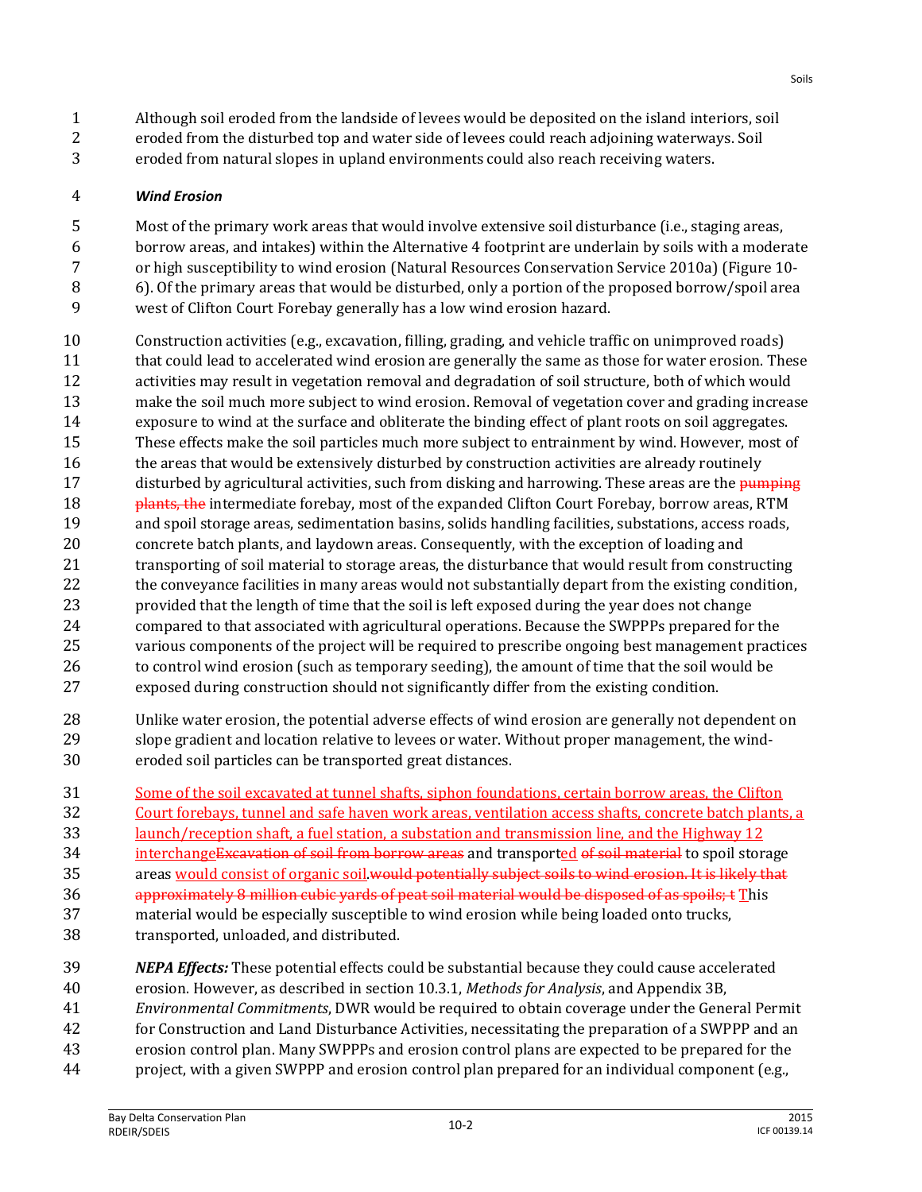Although soil eroded from the landside of levees would be deposited on the island interiors, soil eroded from the disturbed top and water side of levees could reach adjoining waterways. Soil eroded from natural slopes in upland environments could also reach receiving waters.

***Wind Erosion***

Most of the primary work areas that would involve extensive soil disturbance (i.e., staging areas, borrow areas, and intakes) within the Alternative 4 footprint are underlain by soils with a moderate or high susceptibility to wind erosion (Natural Resources Conservation Service 2010a) (Figure 10-6). Of the primary areas that would be disturbed, only a portion of the proposed borrow/spoil area west of Clifton Court Forebay generally has a low wind erosion hazard.

Construction activities (e.g., excavation, filling, grading, and vehicle traffic on unimproved roads) that could lead to accelerated wind erosion are generally the same as those for water erosion. These activities may result in vegetation removal and degradation of soil structure, both of which would make the soil much more subject to wind erosion. Removal of vegetation cover and grading increase exposure to wind at the surface and obliterate the binding effect of plant roots on soil aggregates. These effects make the soil particles much more subject to entrainment by wind. However, most of the areas that would be extensively disturbed by construction activities are already routinely disturbed by agricultural activities, such from disking and harrowing. These areas are the ~~pumping plants, the~~ intermediate forebay, most of the expanded Clifton Court Forebay, borrow areas, RTM and spoil storage areas, sedimentation basins, solids handling facilities, substations, access roads, concrete batch plants, and laydown areas. Consequently, with the exception of loading and transporting of soil material to storage areas, the disturbance that would result from constructing the conveyance facilities in many areas would not substantially depart from the existing condition, provided that the length of time that the soil is left exposed during the year does not change compared to that associated with agricultural operations. Because the SWPPPs prepared for the various components of the project will be required to prescribe ongoing best management practices to control wind erosion (such as temporary seeding), the amount of time that the soil would be exposed during construction should not significantly differ from the existing condition.

Unlike water erosion, the potential adverse effects of wind erosion are generally not dependent on slope gradient and location relative to levees or water. Without proper management, the wind-eroded soil particles can be transported great distances.

<u>Some of the soil excavated at tunnel shafts, siphon foundations, certain borrow areas, the Clifton Court forebays, tunnel and safe haven work areas, ventilation access shafts, concrete batch plants, a launch/reception shaft, a fuel station, a substation and transmission line, and the Highway 12 interchange</u>~~Excavation of soil from borrow areas~~ and transport<u>ed</u> ~~of soil material~~ to spoil storage areas <u>would consist of organic soil</u>.~~would potentially subject soils to wind erosion. It is likely that approximately 8 million cubic yards of peat soil material would be disposed of as spoils; t~~ <u>T</u>his material would be especially susceptible to wind erosion while being loaded onto trucks, transported, unloaded, and distributed.

***NEPA Effects:*** These potential effects could be substantial because they could cause accelerated erosion. However, as described in section 10.3.1, *Methods for Analysis*, and Appendix 3B, *Environmental Commitments*, DWR would be required to obtain coverage under the General Permit for Construction and Land Disturbance Activities, necessitating the preparation of a SWPPP and an erosion control plan. Many SWPPPs and erosion control plans are expected to be prepared for the project, with a given SWPPP and erosion control plan prepared for an individual component (e.g.,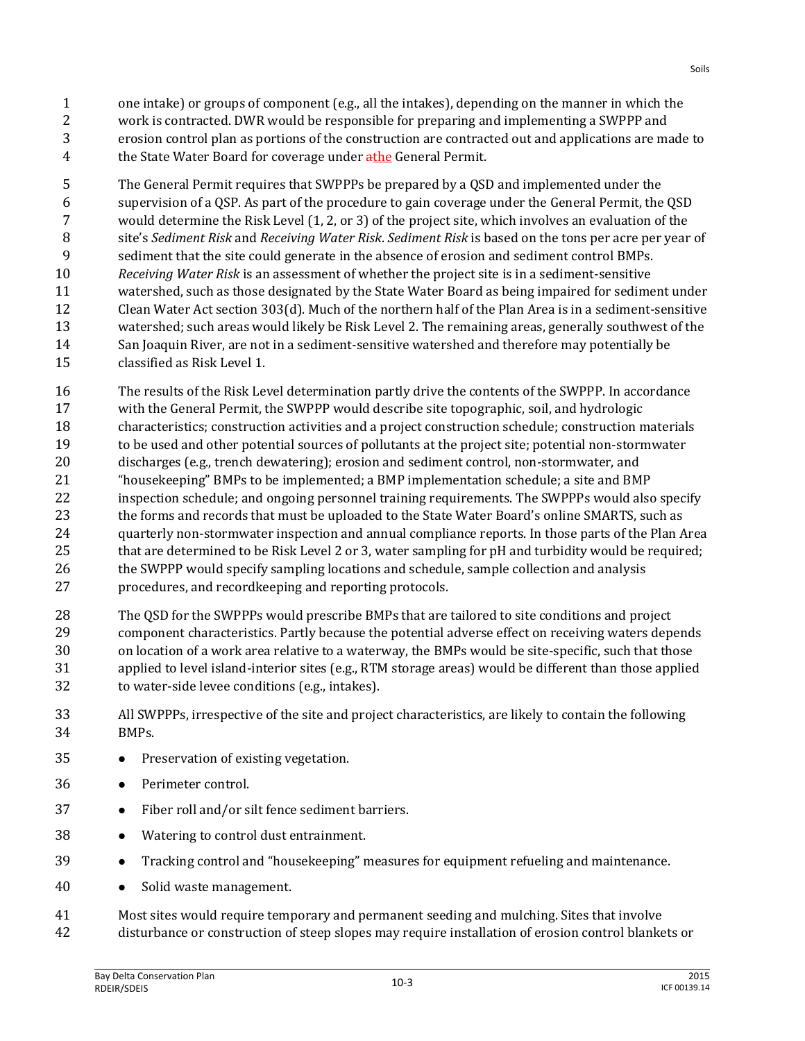one intake) or groups of component (e.g., all the intakes), depending on the manner in which the work is contracted. DWR would be responsible for preparing and implementing a SWPPP and erosion control plan as portions of the construction are contracted out and applications are made to the State Water Board for coverage under ~~a~~the General Permit.

The General Permit requires that SWPPPs be prepared by a QSD and implemented under the supervision of a QSP. As part of the procedure to gain coverage under the General Permit, the QSD would determine the Risk Level (1, 2, or 3) of the project site, which involves an evaluation of the site's *Sediment Risk* and *Receiving Water Risk*. *Sediment Risk* is based on the tons per acre per year of sediment that the site could generate in the absence of erosion and sediment control BMPs. *Receiving Water Risk* is an assessment of whether the project site is in a sediment-sensitive watershed, such as those designated by the State Water Board as being impaired for sediment under Clean Water Act section 303(d). Much of the northern half of the Plan Area is in a sediment-sensitive watershed; such areas would likely be Risk Level 2. The remaining areas, generally southwest of the San Joaquin River, are not in a sediment-sensitive watershed and therefore may potentially be classified as Risk Level 1.

The results of the Risk Level determination partly drive the contents of the SWPPP. In accordance with the General Permit, the SWPPP would describe site topographic, soil, and hydrologic characteristics; construction activities and a project construction schedule; construction materials to be used and other potential sources of pollutants at the project site; potential non-stormwater discharges (e.g., trench dewatering); erosion and sediment control, non-stormwater, and "housekeeping" BMPs to be implemented; a BMP implementation schedule; a site and BMP inspection schedule; and ongoing personnel training requirements. The SWPPPs would also specify the forms and records that must be uploaded to the State Water Board's online SMARTS, such as quarterly non-stormwater inspection and annual compliance reports. In those parts of the Plan Area that are determined to be Risk Level 2 or 3, water sampling for pH and turbidity would be required; the SWPPP would specify sampling locations and schedule, sample collection and analysis procedures, and recordkeeping and reporting protocols.

The QSD for the SWPPPs would prescribe BMPs that are tailored to site conditions and project component characteristics. Partly because the potential adverse effect on receiving waters depends on location of a work area relative to a waterway, the BMPs would be site-specific, such that those applied to level island-interior sites (e.g., RTM storage areas) would be different than those applied to water-side levee conditions (e.g., intakes).

All SWPPPs, irrespective of the site and project characteristics, are likely to contain the following BMPs.

- Preservation of existing vegetation.
- Perimeter control.
- Fiber roll and/or silt fence sediment barriers.
- Watering to control dust entrainment.
- Tracking control and "housekeeping" measures for equipment refueling and maintenance.
- Solid waste management.

Most sites would require temporary and permanent seeding and mulching. Sites that involve disturbance or construction of steep slopes may require installation of erosion control blankets or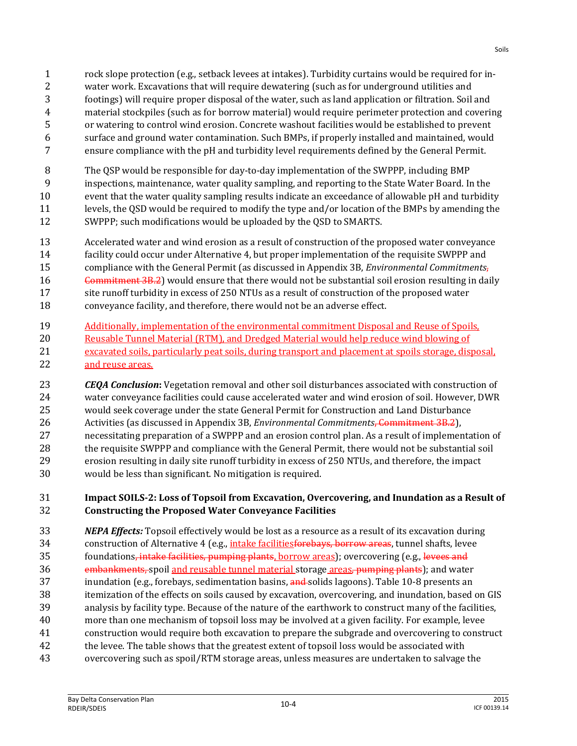rock slope protection (e.g., setback levees at intakes). Turbidity curtains would be required for in-water work. Excavations that will require dewatering (such as for underground utilities and footings) will require proper disposal of the water, such as land application or filtration. Soil and material stockpiles (such as for borrow material) would require perimeter protection and covering or watering to control wind erosion. Concrete washout facilities would be established to prevent surface and ground water contamination. Such BMPs, if properly installed and maintained, would ensure compliance with the pH and turbidity level requirements defined by the General Permit.

The QSP would be responsible for day-to-day implementation of the SWPPP, including BMP inspections, maintenance, water quality sampling, and reporting to the State Water Board. In the event that the water quality sampling results indicate an exceedance of allowable pH and turbidity levels, the QSD would be required to modify the type and/or location of the BMPs by amending the SWPPP; such modifications would be uploaded by the QSD to SMARTS.

Accelerated water and wind erosion as a result of construction of the proposed water conveyance facility could occur under Alternative 4, but proper implementation of the requisite SWPPP and compliance with the General Permit (as discussed in Appendix 3B, *Environmental Commitments*~~, Commitment 3B.2~~) would ensure that there would not be substantial soil erosion resulting in daily site runoff turbidity in excess of 250 NTUs as a result of construction of the proposed water conveyance facility, and therefore, there would not be an adverse effect.

Additionally, implementation of the environmental commitment Disposal and Reuse of Spoils, Reusable Tunnel Material (RTM), and Dredged Material would help reduce wind blowing of excavated soils, particularly peat soils, during transport and placement at spoils storage, disposal, and reuse areas.

***CEQA Conclusion*:** Vegetation removal and other soil disturbances associated with construction of water conveyance facilities could cause accelerated water and wind erosion of soil. However, DWR would seek coverage under the state General Permit for Construction and Land Disturbance Activities (as discussed in Appendix 3B, *Environmental Commitments*~~, Commitment 3B.2~~), necessitating preparation of a SWPPP and an erosion control plan. As a result of implementation of the requisite SWPPP and compliance with the General Permit, there would not be substantial soil erosion resulting in daily site runoff turbidity in excess of 250 NTUs, and therefore, the impact would be less than significant. No mitigation is required.

### Impact SOILS-2: Loss of Topsoil from Excavation, Overcovering, and Inundation as a Result of Constructing the Proposed Water Conveyance Facilities

***NEPA Effects:*** Topsoil effectively would be lost as a resource as a result of its excavation during construction of Alternative 4 (e.g., intake facilities~~forebays, borrow areas~~, tunnel shafts, levee foundations~~, intake facilities, pumping plants~~, borrow areas); overcovering (e.g., ~~levees and embankments,~~ spoil and reusable tunnel material storage areas~~, pumping plants~~); and water inundation (e.g., forebays, sedimentation basins, ~~and~~ solids lagoons). Table 10-8 presents an itemization of the effects on soils caused by excavation, overcovering, and inundation, based on GIS analysis by facility type. Because of the nature of the earthwork to construct many of the facilities, more than one mechanism of topsoil loss may be involved at a given facility. For example, levee construction would require both excavation to prepare the subgrade and overcovering to construct the levee. The table shows that the greatest extent of topsoil loss would be associated with overcovering such as spoil/RTM storage areas, unless measures are undertaken to salvage the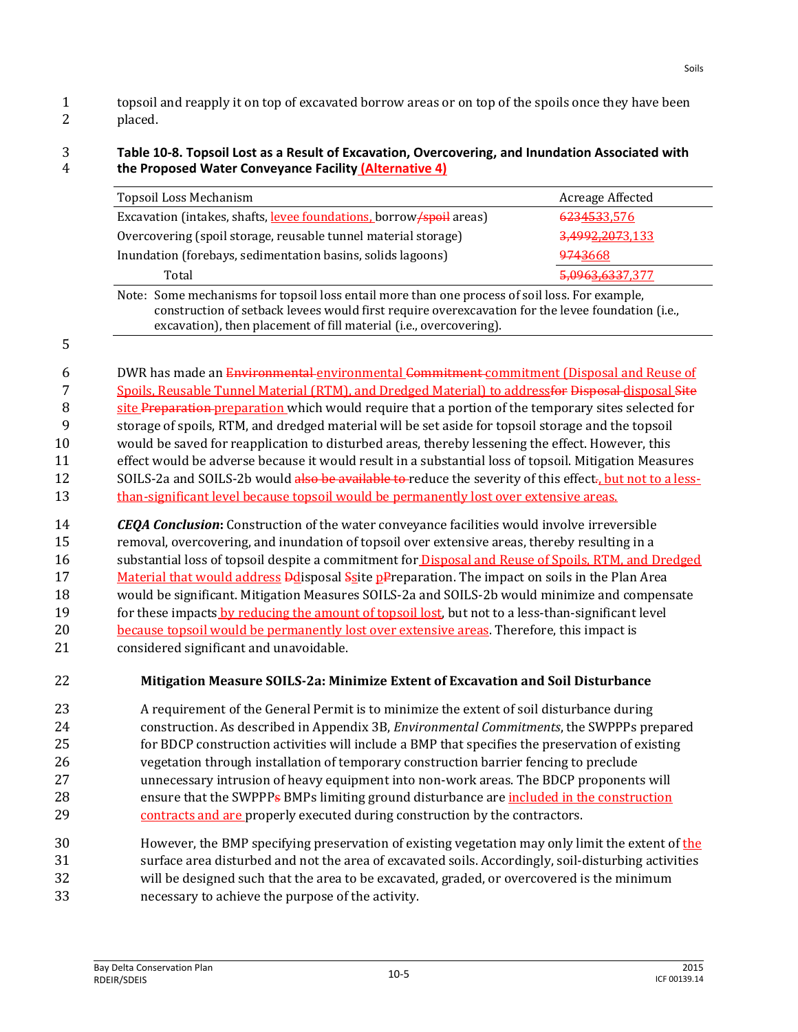topsoil and reapply it on top of excavated borrow areas or on top of the spoils once they have been placed.

**Table 10-8. Topsoil Lost as a Result of Excavation, Overcovering, and Inundation Associated with the Proposed Water Conveyance Facility (Alternative 4)**

| Topsoil Loss Mechanism | Acreage Affected |
|---|---|
| Excavation (intakes, shafts, levee foundations, borrow/spoil areas) | ~~623~~4533,576 |
| Overcovering (spoil storage, reusable tunnel material storage) | ~~3,499~~2,2073,133 |
| Inundation (forebays, sedimentation basins, solids lagoons) | ~~974~~3668 |
| Total | ~~5,096~~3,6337,377 |

Note: Some mechanisms for topsoil loss entail more than one process of soil loss. For example, construction of setback levees would first require overexcavation for the levee foundation (i.e., excavation), then placement of fill material (i.e., overcovering).

DWR has made an ~~Environmental~~ environmental ~~Commitment~~ commitment (Disposal and Reuse of Spoils, Reusable Tunnel Material (RTM), and Dredged Material) to address~~for~~ ~~Disposal~~ disposal ~~Site~~ site ~~Preparation~~ preparation which would require that a portion of the temporary sites selected for storage of spoils, RTM, and dredged material will be set aside for topsoil storage and the topsoil would be saved for reapplication to disturbed areas, thereby lessening the effect. However, this effect would be adverse because it would result in a substantial loss of topsoil. Mitigation Measures SOILS-2a and SOILS-2b would ~~also be available to~~ reduce the severity of this effect~~.~~, but not to a less-than-significant level because topsoil would be permanently lost over extensive areas.

***CEQA Conclusion*:** Construction of the water conveyance facilities would involve irreversible removal, overcovering, and inundation of topsoil over extensive areas, thereby resulting in a substantial loss of topsoil despite a commitment for Disposal and Reuse of Spoils, RTM, and Dredged Material that would address ~~D~~disposal ~~S~~site ~~P~~preparation. The impact on soils in the Plan Area would be significant. Mitigation Measures SOILS-2a and SOILS-2b would minimize and compensate for these impacts by reducing the amount of topsoil lost, but not to a less-than-significant level because topsoil would be permanently lost over extensive areas. Therefore, this impact is considered significant and unavoidable.

### Mitigation Measure SOILS-2a: Minimize Extent of Excavation and Soil Disturbance

A requirement of the General Permit is to minimize the extent of soil disturbance during construction. As described in Appendix 3B, *Environmental Commitments*, the SWPPPs prepared for BDCP construction activities will include a BMP that specifies the preservation of existing vegetation through installation of temporary construction barrier fencing to preclude unnecessary intrusion of heavy equipment into non-work areas. The BDCP proponents will ensure that the SWPPP~~s~~ BMPs limiting ground disturbance are included in the construction contracts and are properly executed during construction by the contractors.

However, the BMP specifying preservation of existing vegetation may only limit the extent of the surface area disturbed and not the area of excavated soils. Accordingly, soil-disturbing activities will be designed such that the area to be excavated, graded, or overcovered is the minimum necessary to achieve the purpose of the activity.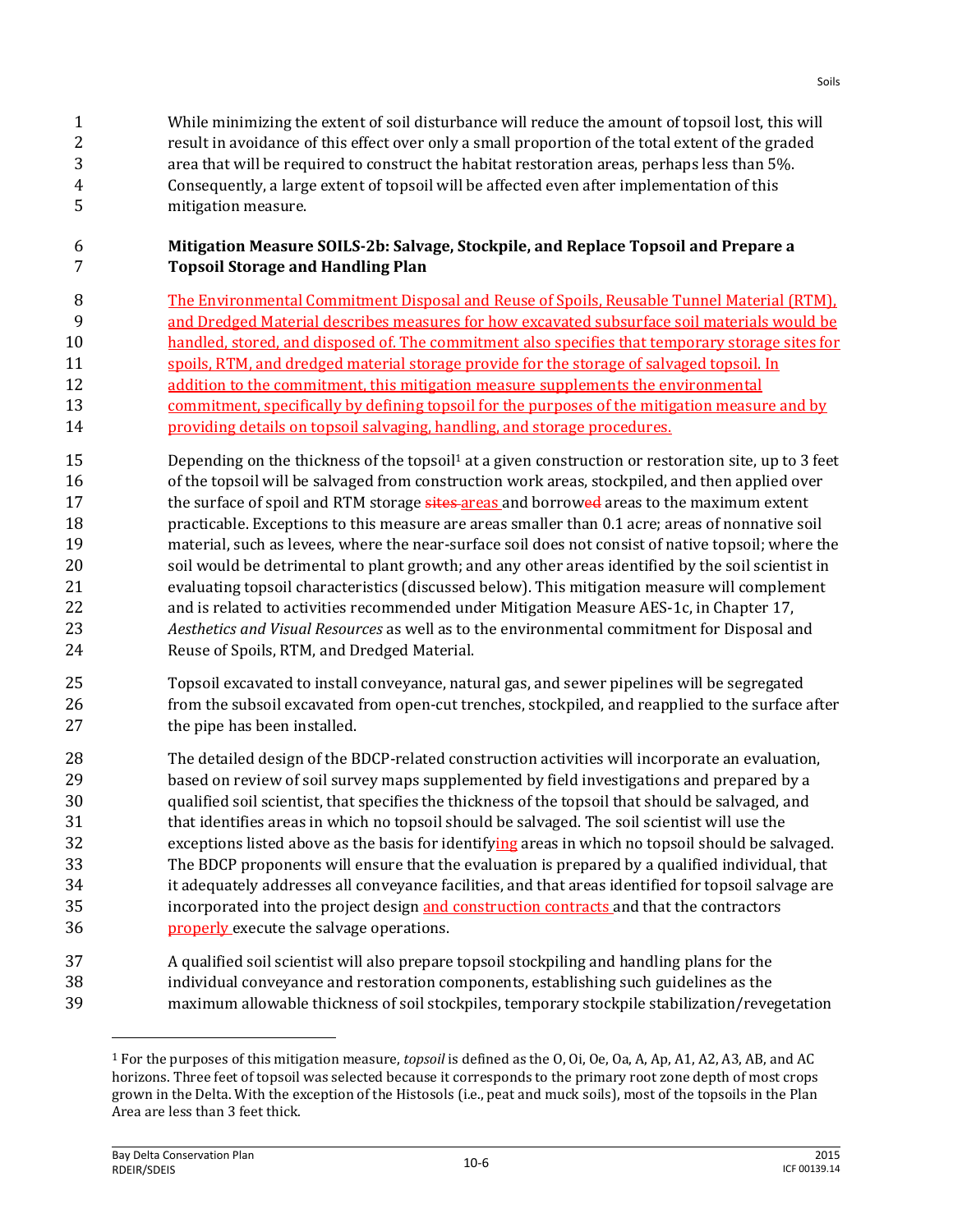While minimizing the extent of soil disturbance will reduce the amount of topsoil lost, this will result in avoidance of this effect over only a small proportion of the total extent of the graded area that will be required to construct the habitat restoration areas, perhaps less than 5%. Consequently, a large extent of topsoil will be affected even after implementation of this mitigation measure.

**Mitigation Measure SOILS-2b: Salvage, Stockpile, and Replace Topsoil and Prepare a Topsoil Storage and Handling Plan**

The Environmental Commitment Disposal and Reuse of Spoils, Reusable Tunnel Material (RTM), and Dredged Material describes measures for how excavated subsurface soil materials would be handled, stored, and disposed of. The commitment also specifies that temporary storage sites for spoils, RTM, and dredged material storage provide for the storage of salvaged topsoil. In addition to the commitment, this mitigation measure supplements the environmental commitment, specifically by defining topsoil for the purposes of the mitigation measure and by providing details on topsoil salvaging, handling, and storage procedures.

Depending on the thickness of the topsoil[1] at a given construction or restoration site, up to 3 feet of the topsoil will be salvaged from construction work areas, stockpiled, and then applied over the surface of spoil and RTM storage ~~sites~~ areas and borrow~~ed~~ areas to the maximum extent practicable. Exceptions to this measure are areas smaller than 0.1 acre; areas of nonnative soil material, such as levees, where the near-surface soil does not consist of native topsoil; where the soil would be detrimental to plant growth; and any other areas identified by the soil scientist in evaluating topsoil characteristics (discussed below). This mitigation measure will complement and is related to activities recommended under Mitigation Measure AES-1c, in Chapter 17, *Aesthetics and Visual Resources* as well as to the environmental commitment for Disposal and Reuse of Spoils, RTM, and Dredged Material.

Topsoil excavated to install conveyance, natural gas, and sewer pipelines will be segregated from the subsoil excavated from open-cut trenches, stockpiled, and reapplied to the surface after the pipe has been installed.

The detailed design of the BDCP-related construction activities will incorporate an evaluation, based on review of soil survey maps supplemented by field investigations and prepared by a qualified soil scientist, that specifies the thickness of the topsoil that should be salvaged, and that identifies areas in which no topsoil should be salvaged. The soil scientist will use the exceptions listed above as the basis for identifying areas in which no topsoil should be salvaged. The BDCP proponents will ensure that the evaluation is prepared by a qualified individual, that it adequately addresses all conveyance facilities, and that areas identified for topsoil salvage are incorporated into the project design and construction contracts and that the contractors properly execute the salvage operations.

A qualified soil scientist will also prepare topsoil stockpiling and handling plans for the individual conveyance and restoration components, establishing such guidelines as the maximum allowable thickness of soil stockpiles, temporary stockpile stabilization/revegetation

---

[1] For the purposes of this mitigation measure, *topsoil* is defined as the O, Oi, Oe, Oa, A, Ap, A1, A2, A3, AB, and AC horizons. Three feet of topsoil was selected because it corresponds to the primary root zone depth of most crops grown in the Delta. With the exception of the Histosols (i.e., peat and muck soils), most of the topsoils in the Plan Area are less than 3 feet thick.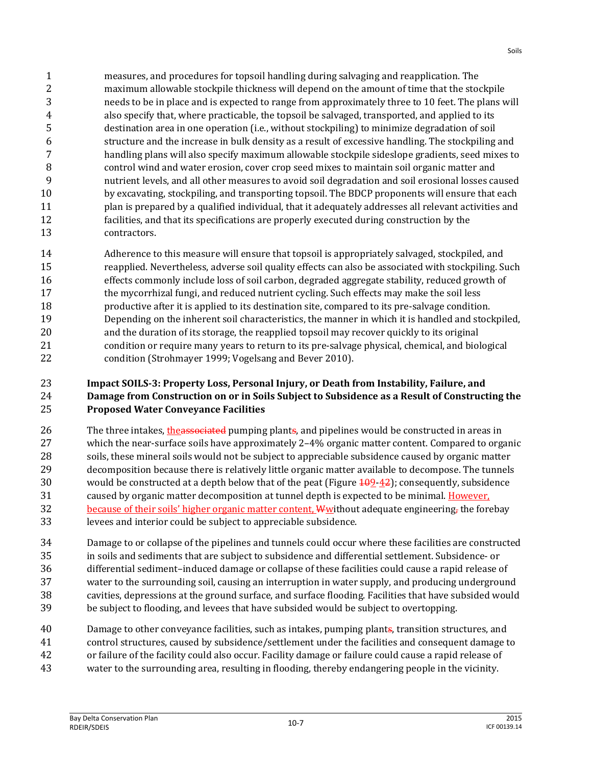measures, and procedures for topsoil handling during salvaging and reapplication. The maximum allowable stockpile thickness will depend on the amount of time that the stockpile needs to be in place and is expected to range from approximately three to 10 feet. The plans will also specify that, where practicable, the topsoil be salvaged, transported, and applied to its destination area in one operation (i.e., without stockpiling) to minimize degradation of soil structure and the increase in bulk density as a result of excessive handling. The stockpiling and handling plans will also specify maximum allowable stockpile sideslope gradients, seed mixes to control wind and water erosion, cover crop seed mixes to maintain soil organic matter and nutrient levels, and all other measures to avoid soil degradation and soil erosional losses caused by excavating, stockpiling, and transporting topsoil. The BDCP proponents will ensure that each plan is prepared by a qualified individual, that it adequately addresses all relevant activities and facilities, and that its specifications are properly executed during construction by the contractors.

Adherence to this measure will ensure that topsoil is appropriately salvaged, stockpiled, and reapplied. Nevertheless, adverse soil quality effects can also be associated with stockpiling. Such effects commonly include loss of soil carbon, degraded aggregate stability, reduced growth of the mycorrhizal fungi, and reduced nutrient cycling. Such effects may make the soil less productive after it is applied to its destination site, compared to its pre-salvage condition. Depending on the inherent soil characteristics, the manner in which it is handled and stockpiled, and the duration of its storage, the reapplied topsoil may recover quickly to its original condition or require many years to return to its pre-salvage physical, chemical, and biological condition (Strohmayer 1999; Vogelsang and Bever 2010).

**Impact SOILS-3: Property Loss, Personal Injury, or Death from Instability, Failure, and Damage from Construction on or in Soils Subject to Subsidence as a Result of Constructing the Proposed Water Conveyance Facilities**

The three intakes, the~~associated~~ pumping plant~~s~~, and pipelines would be constructed in areas in which the near-surface soils have approximately 2–4% organic matter content. Compared to organic soils, these mineral soils would not be subject to appreciable subsidence caused by organic matter decomposition because there is relatively little organic matter available to decompose. The tunnels would be constructed at a depth below that of the peat (Figure ~~10~~9-~~4~~2); consequently, subsidence caused by organic matter decomposition at tunnel depth is expected to be minimal. However, because of their soils' higher organic matter content, ~~W~~without adequate engineering~~,~~ the forebay levees and interior could be subject to appreciable subsidence.

Damage to or collapse of the pipelines and tunnels could occur where these facilities are constructed in soils and sediments that are subject to subsidence and differential settlement. Subsidence- or differential sediment–induced damage or collapse of these facilities could cause a rapid release of water to the surrounding soil, causing an interruption in water supply, and producing underground cavities, depressions at the ground surface, and surface flooding. Facilities that have subsided would be subject to flooding, and levees that have subsided would be subject to overtopping.

Damage to other conveyance facilities, such as intakes, pumping plant~~s~~, transition structures, and control structures, caused by subsidence/settlement under the facilities and consequent damage to or failure of the facility could also occur. Facility damage or failure could cause a rapid release of water to the surrounding area, resulting in flooding, thereby endangering people in the vicinity.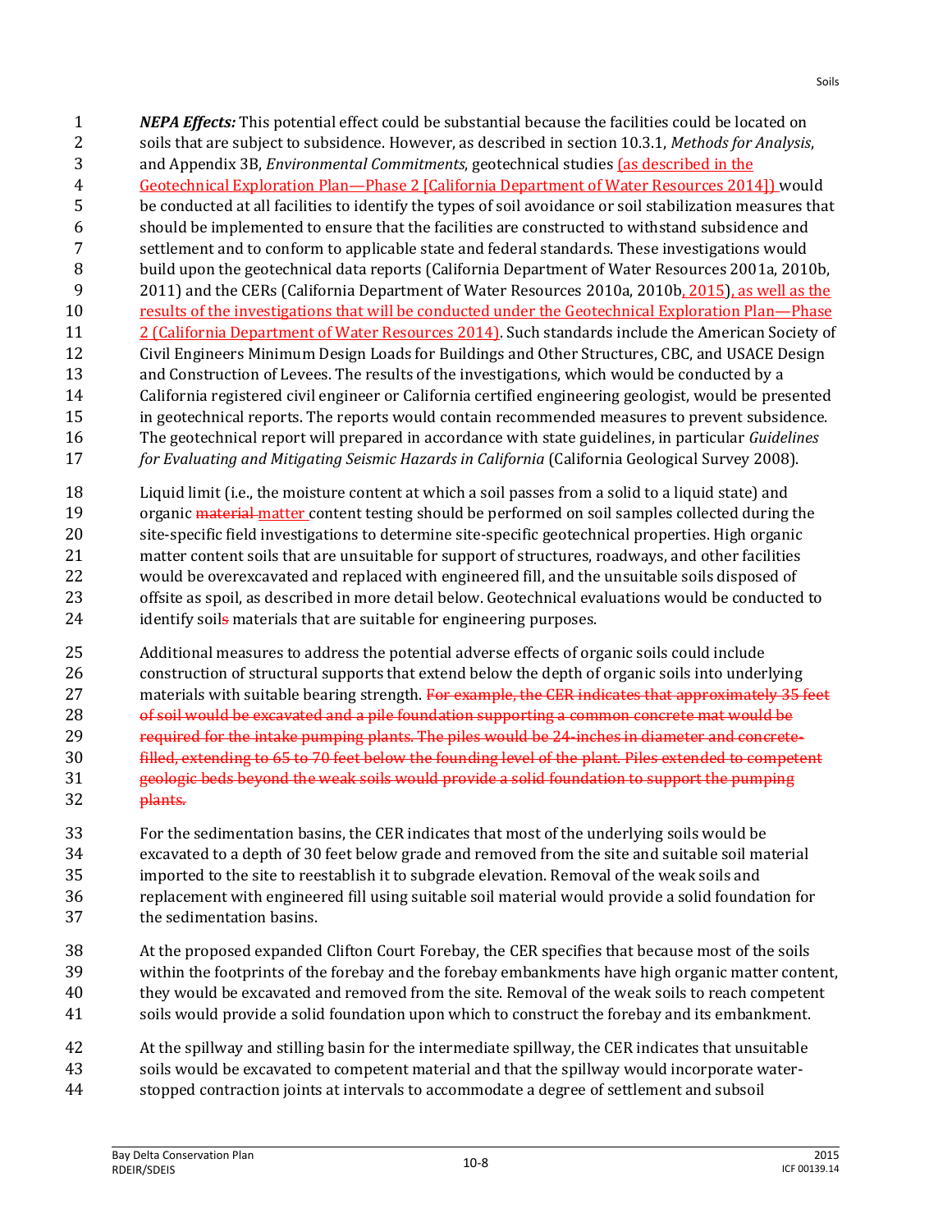***NEPA Effects:*** This potential effect could be substantial because the facilities could be located on soils that are subject to subsidence. However, as described in section 10.3.1, *Methods for Analysis*, and Appendix 3B, *Environmental Commitments*, geotechnical studies (as described in the Geotechnical Exploration Plan—Phase 2 [California Department of Water Resources 2014]) would be conducted at all facilities to identify the types of soil avoidance or soil stabilization measures that should be implemented to ensure that the facilities are constructed to withstand subsidence and settlement and to conform to applicable state and federal standards. These investigations would build upon the geotechnical data reports (California Department of Water Resources 2001a, 2010b, 2011) and the CERs (California Department of Water Resources 2010a, 2010b, 2015), as well as the results of the investigations that will be conducted under the Geotechnical Exploration Plan—Phase 2 (California Department of Water Resources 2014). Such standards include the American Society of Civil Engineers Minimum Design Loads for Buildings and Other Structures, CBC, and USACE Design and Construction of Levees. The results of the investigations, which would be conducted by a California registered civil engineer or California certified engineering geologist, would be presented in geotechnical reports. The reports would contain recommended measures to prevent subsidence. The geotechnical report will prepared in accordance with state guidelines, in particular *Guidelines for Evaluating and Mitigating Seismic Hazards in California* (California Geological Survey 2008).

Liquid limit (i.e., the moisture content at which a soil passes from a solid to a liquid state) and organic ~~material~~ matter content testing should be performed on soil samples collected during the site-specific field investigations to determine site-specific geotechnical properties. High organic matter content soils that are unsuitable for support of structures, roadways, and other facilities would be overexcavated and replaced with engineered fill, and the unsuitable soils disposed of offsite as spoil, as described in more detail below. Geotechnical evaluations would be conducted to identify soil~~s~~ materials that are suitable for engineering purposes.

Additional measures to address the potential adverse effects of organic soils could include construction of structural supports that extend below the depth of organic soils into underlying materials with suitable bearing strength. ~~For example, the CER indicates that approximately 35 feet of soil would be excavated and a pile foundation supporting a common concrete mat would be required for the intake pumping plants. The piles would be 24-inches in diameter and concrete-filled, extending to 65 to 70 feet below the founding level of the plant. Piles extended to competent geologic beds beyond the weak soils would provide a solid foundation to support the pumping plants.~~

For the sedimentation basins, the CER indicates that most of the underlying soils would be excavated to a depth of 30 feet below grade and removed from the site and suitable soil material imported to the site to reestablish it to subgrade elevation. Removal of the weak soils and replacement with engineered fill using suitable soil material would provide a solid foundation for the sedimentation basins.

At the proposed expanded Clifton Court Forebay, the CER specifies that because most of the soils within the footprints of the forebay and the forebay embankments have high organic matter content, they would be excavated and removed from the site. Removal of the weak soils to reach competent soils would provide a solid foundation upon which to construct the forebay and its embankment.

At the spillway and stilling basin for the intermediate spillway, the CER indicates that unsuitable soils would be excavated to competent material and that the spillway would incorporate water-stopped contraction joints at intervals to accommodate a degree of settlement and subsoil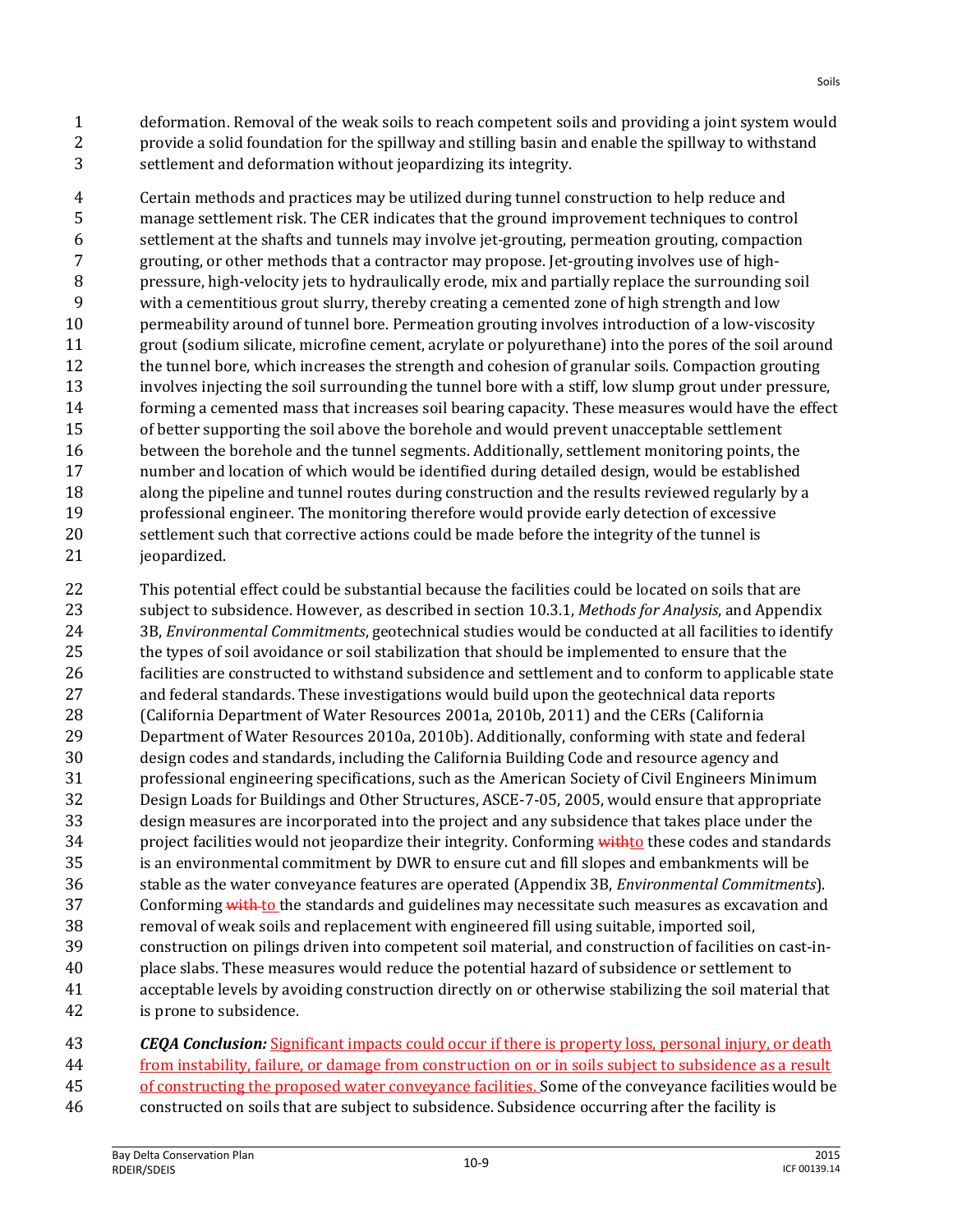deformation. Removal of the weak soils to reach competent soils and providing a joint system would provide a solid foundation for the spillway and stilling basin and enable the spillway to withstand settlement and deformation without jeopardizing its integrity.

Certain methods and practices may be utilized during tunnel construction to help reduce and manage settlement risk. The CER indicates that the ground improvement techniques to control settlement at the shafts and tunnels may involve jet-grouting, permeation grouting, compaction grouting, or other methods that a contractor may propose. Jet-grouting involves use of high-pressure, high-velocity jets to hydraulically erode, mix and partially replace the surrounding soil with a cementitious grout slurry, thereby creating a cemented zone of high strength and low permeability around of tunnel bore. Permeation grouting involves introduction of a low-viscosity grout (sodium silicate, microfine cement, acrylate or polyurethane) into the pores of the soil around the tunnel bore, which increases the strength and cohesion of granular soils. Compaction grouting involves injecting the soil surrounding the tunnel bore with a stiff, low slump grout under pressure, forming a cemented mass that increases soil bearing capacity. These measures would have the effect of better supporting the soil above the borehole and would prevent unacceptable settlement between the borehole and the tunnel segments. Additionally, settlement monitoring points, the number and location of which would be identified during detailed design, would be established along the pipeline and tunnel routes during construction and the results reviewed regularly by a professional engineer. The monitoring therefore would provide early detection of excessive settlement such that corrective actions could be made before the integrity of the tunnel is jeopardized.

This potential effect could be substantial because the facilities could be located on soils that are subject to subsidence. However, as described in section 10.3.1, *Methods for Analysis*, and Appendix 3B, *Environmental Commitments*, geotechnical studies would be conducted at all facilities to identify the types of soil avoidance or soil stabilization that should be implemented to ensure that the facilities are constructed to withstand subsidence and settlement and to conform to applicable state and federal standards. These investigations would build upon the geotechnical data reports (California Department of Water Resources 2001a, 2010b, 2011) and the CERs (California Department of Water Resources 2010a, 2010b). Additionally, conforming with state and federal design codes and standards, including the California Building Code and resource agency and professional engineering specifications, such as the American Society of Civil Engineers Minimum Design Loads for Buildings and Other Structures, ASCE-7-05, 2005, would ensure that appropriate design measures are incorporated into the project and any subsidence that takes place under the project facilities would not jeopardize their integrity. Conforming ~~with~~to these codes and standards is an environmental commitment by DWR to ensure cut and fill slopes and embankments will be stable as the water conveyance features are operated (Appendix 3B, *Environmental Commitments*). Conforming ~~with~~ to the standards and guidelines may necessitate such measures as excavation and removal of weak soils and replacement with engineered fill using suitable, imported soil, construction on pilings driven into competent soil material, and construction of facilities on cast-in-place slabs. These measures would reduce the potential hazard of subsidence or settlement to acceptable levels by avoiding construction directly on or otherwise stabilizing the soil material that is prone to subsidence.

***CEQA Conclusion:*** Significant impacts could occur if there is property loss, personal injury, or death from instability, failure, or damage from construction on or in soils subject to subsidence as a result of constructing the proposed water conveyance facilities. Some of the conveyance facilities would be constructed on soils that are subject to subsidence. Subsidence occurring after the facility is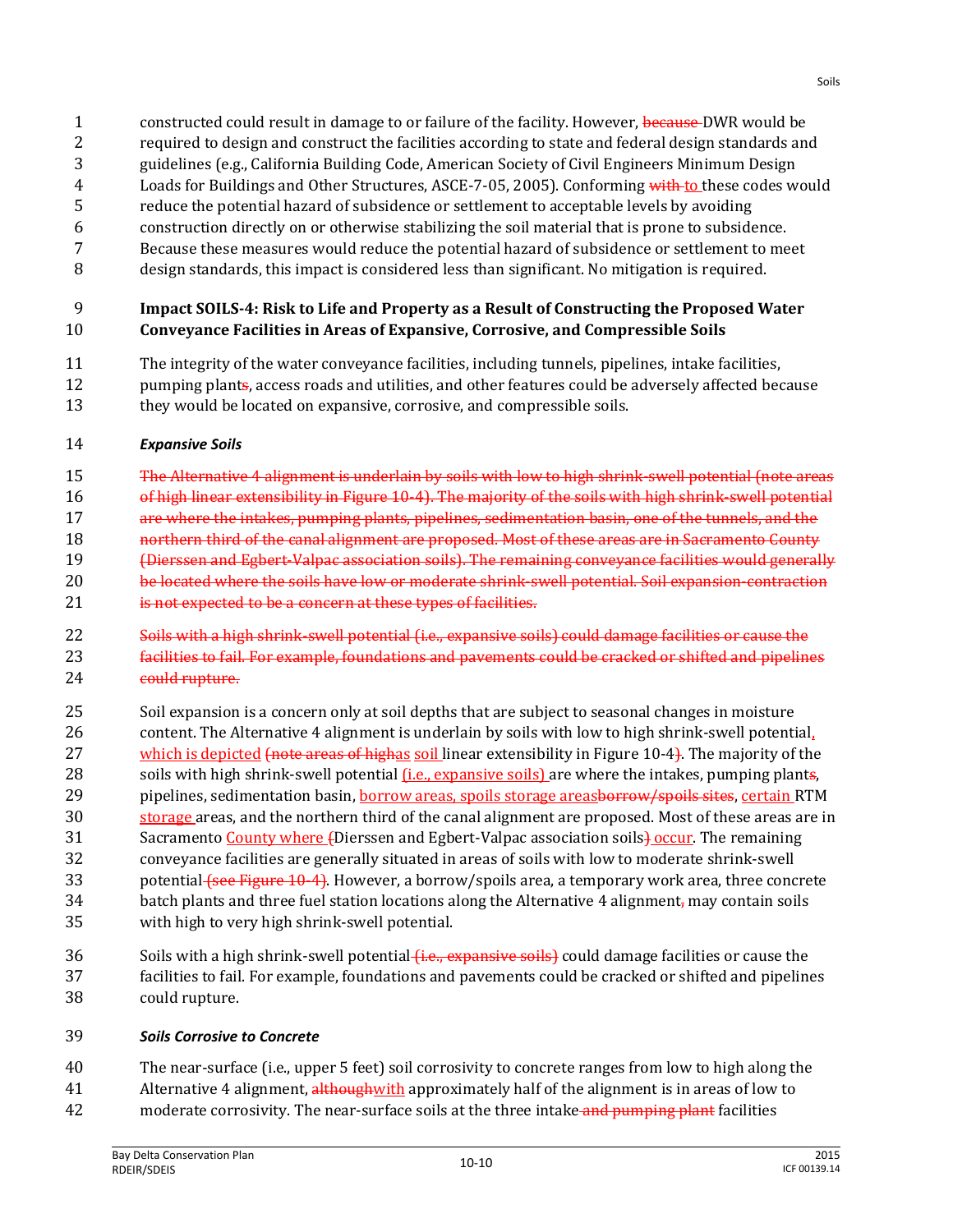constructed could result in damage to or failure of the facility. However, ~~because~~ DWR would be required to design and construct the facilities according to state and federal design standards and guidelines (e.g., California Building Code, American Society of Civil Engineers Minimum Design Loads for Buildings and Other Structures, ASCE-7-05, 2005). Conforming ~~with~~ <ins>to</ins> these codes would reduce the potential hazard of subsidence or settlement to acceptable levels by avoiding construction directly on or otherwise stabilizing the soil material that is prone to subsidence. Because these measures would reduce the potential hazard of subsidence or settlement to meet design standards, this impact is considered less than significant. No mitigation is required.

**Impact SOILS-4: Risk to Life and Property as a Result of Constructing the Proposed Water Conveyance Facilities in Areas of Expansive, Corrosive, and Compressible Soils**

The integrity of the water conveyance facilities, including tunnels, pipelines, intake facilities, pumping plant~~s~~, access roads and utilities, and other features could be adversely affected because they would be located on expansive, corrosive, and compressible soils.

***Expansive Soils***

~~The Alternative 4 alignment is underlain by soils with low to high shrink-swell potential (note areas of high linear extensibility in Figure 10-4). The majority of the soils with high shrink-swell potential are where the intakes, pumping plants, pipelines, sedimentation basin, one of the tunnels, and the northern third of the canal alignment are proposed. Most of these areas are in Sacramento County (Dierssen and Egbert-Valpac association soils). The remaining conveyance facilities would generally be located where the soils have low or moderate shrink-swell potential. Soil expansion-contraction is not expected to be a concern at these types of facilities.~~

~~Soils with a high shrink-swell potential (i.e., expansive soils) could damage facilities or cause the facilities to fail. For example, foundations and pavements could be cracked or shifted and pipelines could rupture.~~

Soil expansion is a concern only at soil depths that are subject to seasonal changes in moisture content. The Alternative 4 alignment is underlain by soils with low to high shrink-swell potential<ins>,</ins> <ins>which is depicted</ins> ~~(note areas of high~~<ins>as</ins> <ins>soil</ins> linear extensibility in Figure 10-4~~)~~. The majority of the soils with high shrink-swell potential <ins>(i.e., expansive soils)</ins> are where the intakes, pumping plant~~s~~, pipelines, sedimentation basin, <ins>borrow areas, spoils storage areas</ins>~~borrow/spoils sites~~, <ins>certain</ins> RTM <ins>storage</ins> areas, and the northern third of the canal alignment are proposed. Most of these areas are in Sacramento <ins>County where</ins> ~~(~~Dierssen and Egbert-Valpac association soils~~)~~ <ins>occur</ins>. The remaining conveyance facilities are generally situated in areas of soils with low to moderate shrink-swell potential ~~(see Figure 10-4)~~. However, a borrow/spoils area, a temporary work area, three concrete batch plants and three fuel station locations along the Alternative 4 alignment~~,~~ may contain soils with high to very high shrink-swell potential.

Soils with a high shrink-swell potential ~~(i.e., expansive soils)~~ could damage facilities or cause the facilities to fail. For example, foundations and pavements could be cracked or shifted and pipelines could rupture.

***Soils Corrosive to Concrete***

The near-surface (i.e., upper 5 feet) soil corrosivity to concrete ranges from low to high along the Alternative 4 alignment, ~~although~~<ins>with</ins> approximately half of the alignment is in areas of low to moderate corrosivity. The near-surface soils at the three intake ~~and pumping plant~~ facilities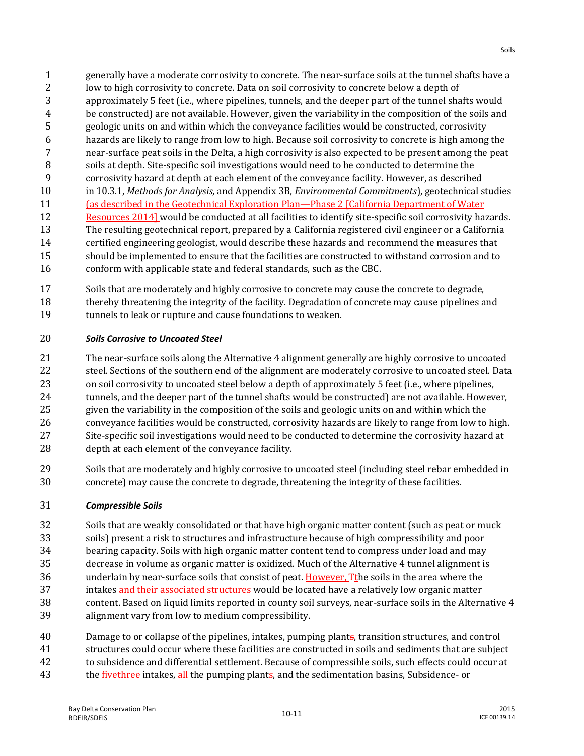generally have a moderate corrosivity to concrete. The near-surface soils at the tunnel shafts have a low to high corrosivity to concrete. Data on soil corrosivity to concrete below a depth of approximately 5 feet (i.e., where pipelines, tunnels, and the deeper part of the tunnel shafts would be constructed) are not available. However, given the variability in the composition of the soils and geologic units on and within which the conveyance facilities would be constructed, corrosivity hazards are likely to range from low to high. Because soil corrosivity to concrete is high among the near-surface peat soils in the Delta, a high corrosivity is also expected to be present among the peat soils at depth. Site-specific soil investigations would need to be conducted to determine the corrosivity hazard at depth at each element of the conveyance facility. However, as described in 10.3.1, *Methods for Analysis*, and Appendix 3B, *Environmental Commitments*), geotechnical studies (as described in the Geotechnical Exploration Plan—Phase 2 [California Department of Water Resources 2014]) would be conducted at all facilities to identify site-specific soil corrosivity hazards. The resulting geotechnical report, prepared by a California registered civil engineer or a California certified engineering geologist, would describe these hazards and recommend the measures that should be implemented to ensure that the facilities are constructed to withstand corrosion and to conform with applicable state and federal standards, such as the CBC.

Soils that are moderately and highly corrosive to concrete may cause the concrete to degrade, thereby threatening the integrity of the facility. Degradation of concrete may cause pipelines and tunnels to leak or rupture and cause foundations to weaken.

***Soils Corrosive to Uncoated Steel***

The near-surface soils along the Alternative 4 alignment generally are highly corrosive to uncoated steel. Sections of the southern end of the alignment are moderately corrosive to uncoated steel. Data on soil corrosivity to uncoated steel below a depth of approximately 5 feet (i.e., where pipelines, tunnels, and the deeper part of the tunnel shafts would be constructed) are not available. However, given the variability in the composition of the soils and geologic units on and within which the conveyance facilities would be constructed, corrosivity hazards are likely to range from low to high. Site-specific soil investigations would need to be conducted to determine the corrosivity hazard at depth at each element of the conveyance facility.

Soils that are moderately and highly corrosive to uncoated steel (including steel rebar embedded in concrete) may cause the concrete to degrade, threatening the integrity of these facilities.

***Compressible Soils***

Soils that are weakly consolidated or that have high organic matter content (such as peat or muck soils) present a risk to structures and infrastructure because of high compressibility and poor bearing capacity. Soils with high organic matter content tend to compress under load and may decrease in volume as organic matter is oxidized. Much of the Alternative 4 tunnel alignment is underlain by near-surface soils that consist of peat. However, ~~T~~the soils in the area where the intakes ~~and their associated structures~~ would be located have a relatively low organic matter content. Based on liquid limits reported in county soil surveys, near-surface soils in the Alternative 4 alignment vary from low to medium compressibility.

Damage to or collapse of the pipelines, intakes, pumping plant~~s~~, transition structures, and control structures could occur where these facilities are constructed in soils and sediments that are subject to subsidence and differential settlement. Because of compressible soils, such effects could occur at the ~~five~~three intakes, ~~all~~ the pumping plant~~s~~, and the sedimentation basins, Subsidence- or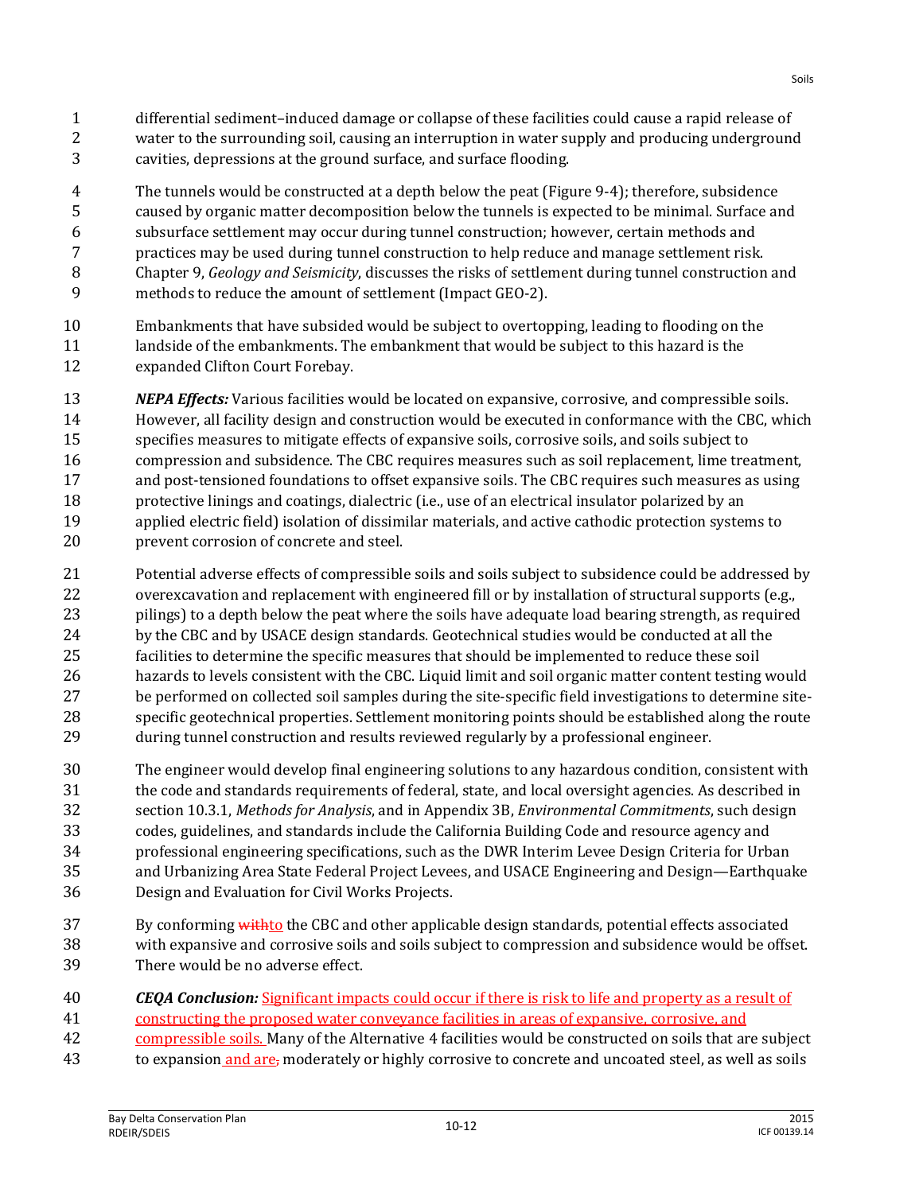differential sediment–induced damage or collapse of these facilities could cause a rapid release of water to the surrounding soil, causing an interruption in water supply and producing underground cavities, depressions at the ground surface, and surface flooding.

The tunnels would be constructed at a depth below the peat (Figure 9-4); therefore, subsidence caused by organic matter decomposition below the tunnels is expected to be minimal. Surface and subsurface settlement may occur during tunnel construction; however, certain methods and practices may be used during tunnel construction to help reduce and manage settlement risk. Chapter 9, *Geology and Seismicity*, discusses the risks of settlement during tunnel construction and methods to reduce the amount of settlement (Impact GEO-2).

Embankments that have subsided would be subject to overtopping, leading to flooding on the landside of the embankments. The embankment that would be subject to this hazard is the expanded Clifton Court Forebay.

***NEPA Effects:*** Various facilities would be located on expansive, corrosive, and compressible soils. However, all facility design and construction would be executed in conformance with the CBC, which specifies measures to mitigate effects of expansive soils, corrosive soils, and soils subject to compression and subsidence. The CBC requires measures such as soil replacement, lime treatment, and post-tensioned foundations to offset expansive soils. The CBC requires such measures as using protective linings and coatings, dialectric (i.e., use of an electrical insulator polarized by an applied electric field) isolation of dissimilar materials, and active cathodic protection systems to prevent corrosion of concrete and steel.

Potential adverse effects of compressible soils and soils subject to subsidence could be addressed by overexcavation and replacement with engineered fill or by installation of structural supports (e.g., pilings) to a depth below the peat where the soils have adequate load bearing strength, as required by the CBC and by USACE design standards. Geotechnical studies would be conducted at all the facilities to determine the specific measures that should be implemented to reduce these soil hazards to levels consistent with the CBC. Liquid limit and soil organic matter content testing would be performed on collected soil samples during the site-specific field investigations to determine site-specific geotechnical properties. Settlement monitoring points should be established along the route during tunnel construction and results reviewed regularly by a professional engineer.

The engineer would develop final engineering solutions to any hazardous condition, consistent with the code and standards requirements of federal, state, and local oversight agencies. As described in section 10.3.1, *Methods for Analysis*, and in Appendix 3B, *Environmental Commitments*, such design codes, guidelines, and standards include the California Building Code and resource agency and professional engineering specifications, such as the DWR Interim Levee Design Criteria for Urban and Urbanizing Area State Federal Project Levees, and USACE Engineering and Design—Earthquake Design and Evaluation for Civil Works Projects.

By conforming ~~with~~to the CBC and other applicable design standards, potential effects associated with expansive and corrosive soils and soils subject to compression and subsidence would be offset. There would be no adverse effect.

***CEQA Conclusion:*** Significant impacts could occur if there is risk to life and property as a result of constructing the proposed water conveyance facilities in areas of expansive, corrosive, and compressible soils. Many of the Alternative 4 facilities would be constructed on soils that are subject to expansion and are~~,~~ moderately or highly corrosive to concrete and uncoated steel, as well as soils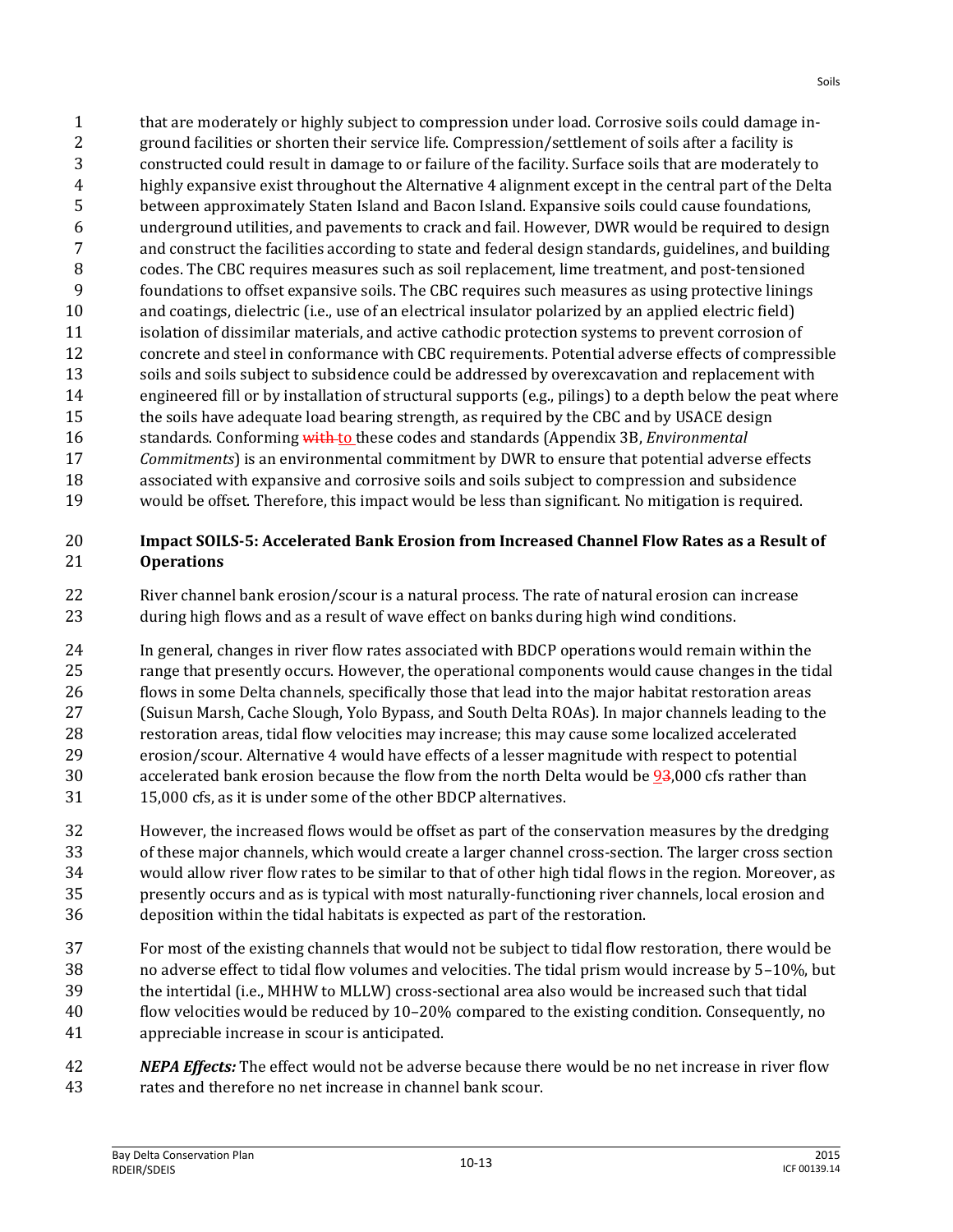that are moderately or highly subject to compression under load. Corrosive soils could damage in-ground facilities or shorten their service life. Compression/settlement of soils after a facility is constructed could result in damage to or failure of the facility. Surface soils that are moderately to highly expansive exist throughout the Alternative 4 alignment except in the central part of the Delta between approximately Staten Island and Bacon Island. Expansive soils could cause foundations, underground utilities, and pavements to crack and fail. However, DWR would be required to design and construct the facilities according to state and federal design standards, guidelines, and building codes. The CBC requires measures such as soil replacement, lime treatment, and post-tensioned foundations to offset expansive soils. The CBC requires such measures as using protective linings and coatings, dielectric (i.e., use of an electrical insulator polarized by an applied electric field) isolation of dissimilar materials, and active cathodic protection systems to prevent corrosion of concrete and steel in conformance with CBC requirements. Potential adverse effects of compressible soils and soils subject to subsidence could be addressed by overexcavation and replacement with engineered fill or by installation of structural supports (e.g., pilings) to a depth below the peat where the soils have adequate load bearing strength, as required by the CBC and by USACE design standards. Conforming ~~with~~ to these codes and standards (Appendix 3B, *Environmental Commitments*) is an environmental commitment by DWR to ensure that potential adverse effects associated with expansive and corrosive soils and soils subject to compression and subsidence would be offset. Therefore, this impact would be less than significant. No mitigation is required.

**Impact SOILS-5: Accelerated Bank Erosion from Increased Channel Flow Rates as a Result of Operations**

River channel bank erosion/scour is a natural process. The rate of natural erosion can increase during high flows and as a result of wave effect on banks during high wind conditions.

In general, changes in river flow rates associated with BDCP operations would remain within the range that presently occurs. However, the operational components would cause changes in the tidal flows in some Delta channels, specifically those that lead into the major habitat restoration areas (Suisun Marsh, Cache Slough, Yolo Bypass, and South Delta ROAs). In major channels leading to the restoration areas, tidal flow velocities may increase; this may cause some localized accelerated erosion/scour. Alternative 4 would have effects of a lesser magnitude with respect to potential accelerated bank erosion because the flow from the north Delta would be 9~~3~~,000 cfs rather than 15,000 cfs, as it is under some of the other BDCP alternatives.

However, the increased flows would be offset as part of the conservation measures by the dredging of these major channels, which would create a larger channel cross-section. The larger cross section would allow river flow rates to be similar to that of other high tidal flows in the region. Moreover, as presently occurs and as is typical with most naturally-functioning river channels, local erosion and deposition within the tidal habitats is expected as part of the restoration.

For most of the existing channels that would not be subject to tidal flow restoration, there would be no adverse effect to tidal flow volumes and velocities. The tidal prism would increase by 5–10%, but the intertidal (i.e., MHHW to MLLW) cross-sectional area also would be increased such that tidal flow velocities would be reduced by 10–20% compared to the existing condition. Consequently, no appreciable increase in scour is anticipated.

***NEPA Effects:*** The effect would not be adverse because there would be no net increase in river flow rates and therefore no net increase in channel bank scour.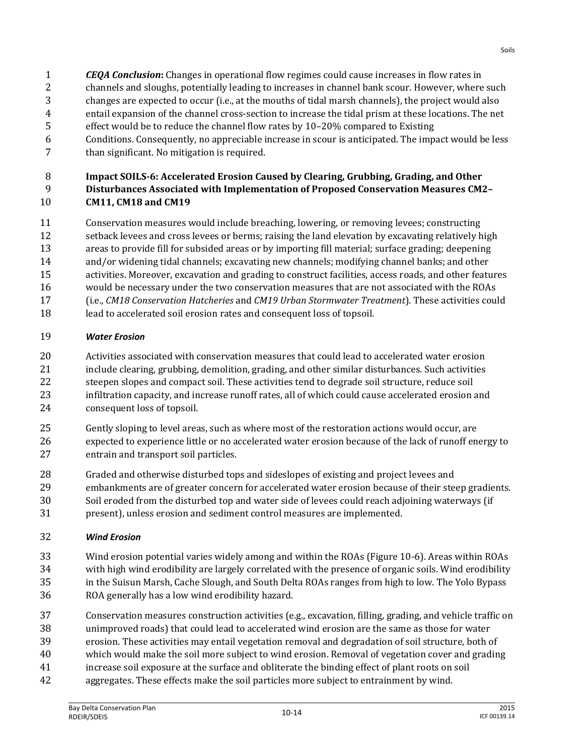***CEQA Conclusion*:** Changes in operational flow regimes could cause increases in flow rates in channels and sloughs, potentially leading to increases in channel bank scour. However, where such changes are expected to occur (i.e., at the mouths of tidal marsh channels), the project would also entail expansion of the channel cross-section to increase the tidal prism at these locations. The net effect would be to reduce the channel flow rates by 10–20% compared to Existing Conditions. Consequently, no appreciable increase in scour is anticipated. The impact would be less than significant. No mitigation is required.

**Impact SOILS-6: Accelerated Erosion Caused by Clearing, Grubbing, Grading, and Other Disturbances Associated with Implementation of Proposed Conservation Measures CM2–CM11, CM18 and CM19**

Conservation measures would include breaching, lowering, or removing levees; constructing setback levees and cross levees or berms; raising the land elevation by excavating relatively high areas to provide fill for subsided areas or by importing fill material; surface grading; deepening and/or widening tidal channels; excavating new channels; modifying channel banks; and other activities. Moreover, excavation and grading to construct facilities, access roads, and other features would be necessary under the two conservation measures that are not associated with the ROAs (i.e., *CM18 Conservation Hatcheries* and *CM19 Urban Stormwater Treatment*). These activities could lead to accelerated soil erosion rates and consequent loss of topsoil.

***Water Erosion***

Activities associated with conservation measures that could lead to accelerated water erosion include clearing, grubbing, demolition, grading, and other similar disturbances. Such activities steepen slopes and compact soil. These activities tend to degrade soil structure, reduce soil infiltration capacity, and increase runoff rates, all of which could cause accelerated erosion and consequent loss of topsoil.

Gently sloping to level areas, such as where most of the restoration actions would occur, are expected to experience little or no accelerated water erosion because of the lack of runoff energy to entrain and transport soil particles.

Graded and otherwise disturbed tops and sideslopes of existing and project levees and embankments are of greater concern for accelerated water erosion because of their steep gradients. Soil eroded from the disturbed top and water side of levees could reach adjoining waterways (if present), unless erosion and sediment control measures are implemented.

***Wind Erosion***

Wind erosion potential varies widely among and within the ROAs (Figure 10-6). Areas within ROAs with high wind erodibility are largely correlated with the presence of organic soils. Wind erodibility in the Suisun Marsh, Cache Slough, and South Delta ROAs ranges from high to low. The Yolo Bypass ROA generally has a low wind erodibility hazard.

Conservation measures construction activities (e.g., excavation, filling, grading, and vehicle traffic on unimproved roads) that could lead to accelerated wind erosion are the same as those for water erosion. These activities may entail vegetation removal and degradation of soil structure, both of which would make the soil more subject to wind erosion. Removal of vegetation cover and grading increase soil exposure at the surface and obliterate the binding effect of plant roots on soil aggregates. These effects make the soil particles more subject to entrainment by wind.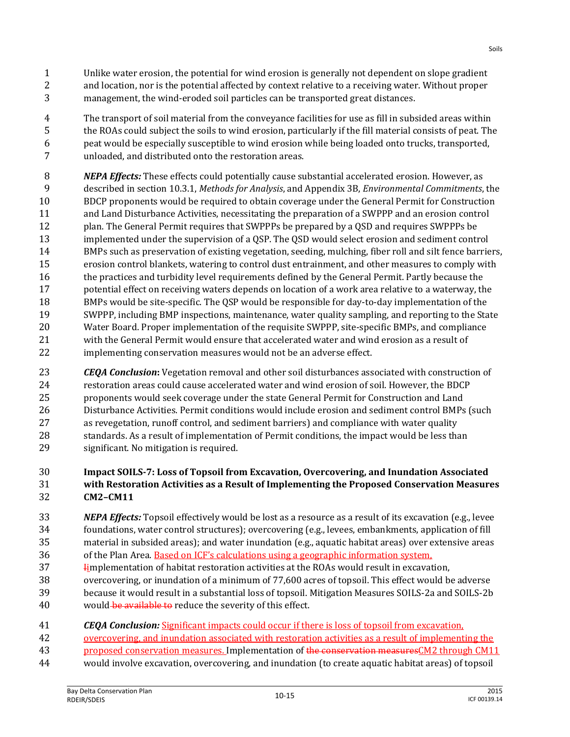Unlike water erosion, the potential for wind erosion is generally not dependent on slope gradient and location, nor is the potential affected by context relative to a receiving water. Without proper management, the wind-eroded soil particles can be transported great distances.

The transport of soil material from the conveyance facilities for use as fill in subsided areas within the ROAs could subject the soils to wind erosion, particularly if the fill material consists of peat. The peat would be especially susceptible to wind erosion while being loaded onto trucks, transported, unloaded, and distributed onto the restoration areas.

***NEPA Effects:*** These effects could potentially cause substantial accelerated erosion. However, as described in section 10.3.1, *Methods for Analysis*, and Appendix 3B, *Environmental Commitments*, the BDCP proponents would be required to obtain coverage under the General Permit for Construction and Land Disturbance Activities, necessitating the preparation of a SWPPP and an erosion control plan. The General Permit requires that SWPPPs be prepared by a QSD and requires SWPPPs be implemented under the supervision of a QSP. The QSD would select erosion and sediment control BMPs such as preservation of existing vegetation, seeding, mulching, fiber roll and silt fence barriers, erosion control blankets, watering to control dust entrainment, and other measures to comply with the practices and turbidity level requirements defined by the General Permit. Partly because the potential effect on receiving waters depends on location of a work area relative to a waterway, the BMPs would be site-specific. The QSP would be responsible for day-to-day implementation of the SWPPP, including BMP inspections, maintenance, water quality sampling, and reporting to the State Water Board. Proper implementation of the requisite SWPPP, site-specific BMPs, and compliance with the General Permit would ensure that accelerated water and wind erosion as a result of implementing conservation measures would not be an adverse effect.

***CEQA Conclusion*:** Vegetation removal and other soil disturbances associated with construction of restoration areas could cause accelerated water and wind erosion of soil. However, the BDCP proponents would seek coverage under the state General Permit for Construction and Land Disturbance Activities. Permit conditions would include erosion and sediment control BMPs (such as revegetation, runoff control, and sediment barriers) and compliance with water quality standards. As a result of implementation of Permit conditions, the impact would be less than significant. No mitigation is required.

**Impact SOILS-7: Loss of Topsoil from Excavation, Overcovering, and Inundation Associated with Restoration Activities as a Result of Implementing the Proposed Conservation Measures CM2–CM11**

***NEPA Effects:*** Topsoil effectively would be lost as a resource as a result of its excavation (e.g., levee foundations, water control structures); overcovering (e.g., levees, embankments, application of fill material in subsided areas); and water inundation (e.g., aquatic habitat areas) over extensive areas of the Plan Area. <u>Based on ICF's calculations using a geographic information system,</u> ~~I~~<u>i</u>mplementation of habitat restoration activities at the ROAs would result in excavation, overcovering, or inundation of a minimum of 77,600 acres of topsoil. This effect would be adverse because it would result in a substantial loss of topsoil. Mitigation Measures SOILS-2a and SOILS-2b would ~~be available to~~ reduce the severity of this effect.

***CEQA Conclusion:*** <u>Significant impacts could occur if there is loss of topsoil from excavation, overcovering, and inundation associated with restoration activities as a result of implementing the proposed conservation measures.</u> Implementation of ~~the conservation measures~~<u>CM2 through CM11</u> would involve excavation, overcovering, and inundation (to create aquatic habitat areas) of topsoil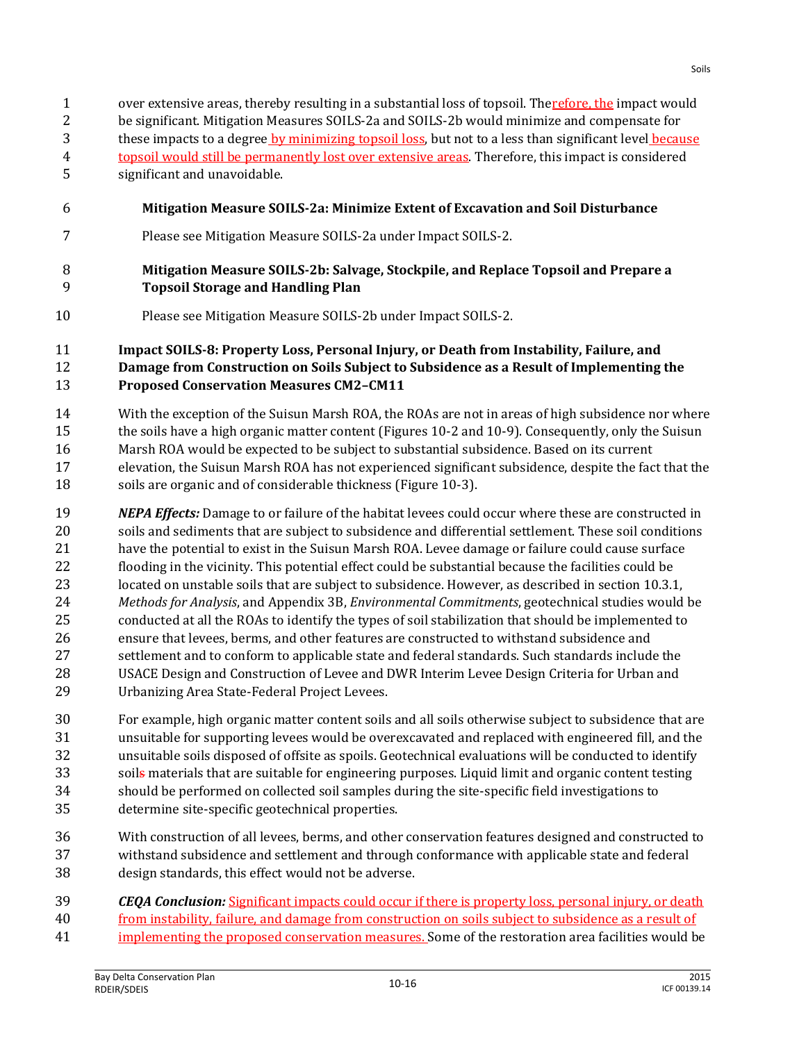over extensive areas, thereby resulting in a substantial loss of topsoil. Therefore, the impact would be significant. Mitigation Measures SOILS-2a and SOILS-2b would minimize and compensate for these impacts to a degree by minimizing topsoil loss, but not to a less than significant level because topsoil would still be permanently lost over extensive areas. Therefore, this impact is considered significant and unavoidable.

**Mitigation Measure SOILS-2a: Minimize Extent of Excavation and Soil Disturbance**

Please see Mitigation Measure SOILS-2a under Impact SOILS-2.

**Mitigation Measure SOILS-2b: Salvage, Stockpile, and Replace Topsoil and Prepare a Topsoil Storage and Handling Plan**

Please see Mitigation Measure SOILS-2b under Impact SOILS-2.

**Impact SOILS-8: Property Loss, Personal Injury, or Death from Instability, Failure, and Damage from Construction on Soils Subject to Subsidence as a Result of Implementing the Proposed Conservation Measures CM2–CM11**

With the exception of the Suisun Marsh ROA, the ROAs are not in areas of high subsidence nor where the soils have a high organic matter content (Figures 10-2 and 10-9). Consequently, only the Suisun Marsh ROA would be expected to be subject to substantial subsidence. Based on its current elevation, the Suisun Marsh ROA has not experienced significant subsidence, despite the fact that the soils are organic and of considerable thickness (Figure 10-3).

***NEPA Effects:*** Damage to or failure of the habitat levees could occur where these are constructed in soils and sediments that are subject to subsidence and differential settlement. These soil conditions have the potential to exist in the Suisun Marsh ROA. Levee damage or failure could cause surface flooding in the vicinity. This potential effect could be substantial because the facilities could be located on unstable soils that are subject to subsidence. However, as described in section 10.3.1, *Methods for Analysis*, and Appendix 3B, *Environmental Commitments*, geotechnical studies would be conducted at all the ROAs to identify the types of soil stabilization that should be implemented to ensure that levees, berms, and other features are constructed to withstand subsidence and settlement and to conform to applicable state and federal standards. Such standards include the USACE Design and Construction of Levee and DWR Interim Levee Design Criteria for Urban and Urbanizing Area State-Federal Project Levees.

For example, high organic matter content soils and all soils otherwise subject to subsidence that are unsuitable for supporting levees would be overexcavated and replaced with engineered fill, and the unsuitable soils disposed of offsite as spoils. Geotechnical evaluations will be conducted to identify soil materials that are suitable for engineering purposes. Liquid limit and organic content testing should be performed on collected soil samples during the site-specific field investigations to determine site-specific geotechnical properties.

With construction of all levees, berms, and other conservation features designed and constructed to withstand subsidence and settlement and through conformance with applicable state and federal design standards, this effect would not be adverse.

***CEQA Conclusion:*** Significant impacts could occur if there is property loss, personal injury, or death from instability, failure, and damage from construction on soils subject to subsidence as a result of implementing the proposed conservation measures. Some of the restoration area facilities would be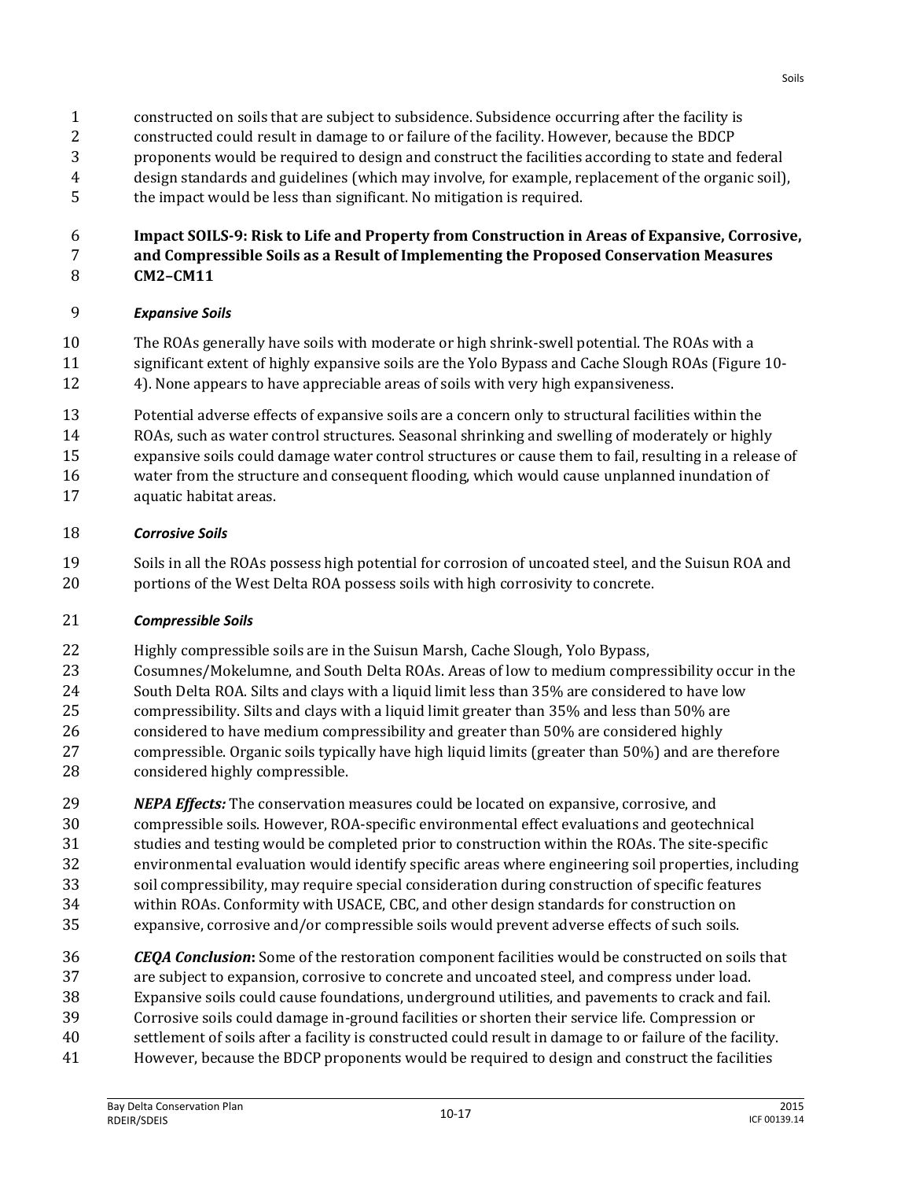constructed on soils that are subject to subsidence. Subsidence occurring after the facility is constructed could result in damage to or failure of the facility. However, because the BDCP proponents would be required to design and construct the facilities according to state and federal design standards and guidelines (which may involve, for example, replacement of the organic soil), the impact would be less than significant. No mitigation is required.

### Impact SOILS-9: Risk to Life and Property from Construction in Areas of Expansive, Corrosive, and Compressible Soils as a Result of Implementing the Proposed Conservation Measures CM2–CM11

#### *Expansive Soils*

The ROAs generally have soils with moderate or high shrink-swell potential. The ROAs with a significant extent of highly expansive soils are the Yolo Bypass and Cache Slough ROAs (Figure 10-4). None appears to have appreciable areas of soils with very high expansiveness.

Potential adverse effects of expansive soils are a concern only to structural facilities within the ROAs, such as water control structures. Seasonal shrinking and swelling of moderately or highly expansive soils could damage water control structures or cause them to fail, resulting in a release of water from the structure and consequent flooding, which would cause unplanned inundation of aquatic habitat areas.

#### *Corrosive Soils*

Soils in all the ROAs possess high potential for corrosion of uncoated steel, and the Suisun ROA and portions of the West Delta ROA possess soils with high corrosivity to concrete.

#### *Compressible Soils*

Highly compressible soils are in the Suisun Marsh, Cache Slough, Yolo Bypass, Cosumnes/Mokelumne, and South Delta ROAs. Areas of low to medium compressibility occur in the South Delta ROA. Silts and clays with a liquid limit less than 35% are considered to have low compressibility. Silts and clays with a liquid limit greater than 35% and less than 50% are considered to have medium compressibility and greater than 50% are considered highly compressible. Organic soils typically have high liquid limits (greater than 50%) and are therefore considered highly compressible.

***NEPA Effects:*** The conservation measures could be located on expansive, corrosive, and compressible soils. However, ROA-specific environmental effect evaluations and geotechnical studies and testing would be completed prior to construction within the ROAs. The site-specific environmental evaluation would identify specific areas where engineering soil properties, including soil compressibility, may require special consideration during construction of specific features within ROAs. Conformity with USACE, CBC, and other design standards for construction on expansive, corrosive and/or compressible soils would prevent adverse effects of such soils.

***CEQA Conclusion*:** Some of the restoration component facilities would be constructed on soils that are subject to expansion, corrosive to concrete and uncoated steel, and compress under load. Expansive soils could cause foundations, underground utilities, and pavements to crack and fail. Corrosive soils could damage in-ground facilities or shorten their service life. Compression or settlement of soils after a facility is constructed could result in damage to or failure of the facility. However, because the BDCP proponents would be required to design and construct the facilities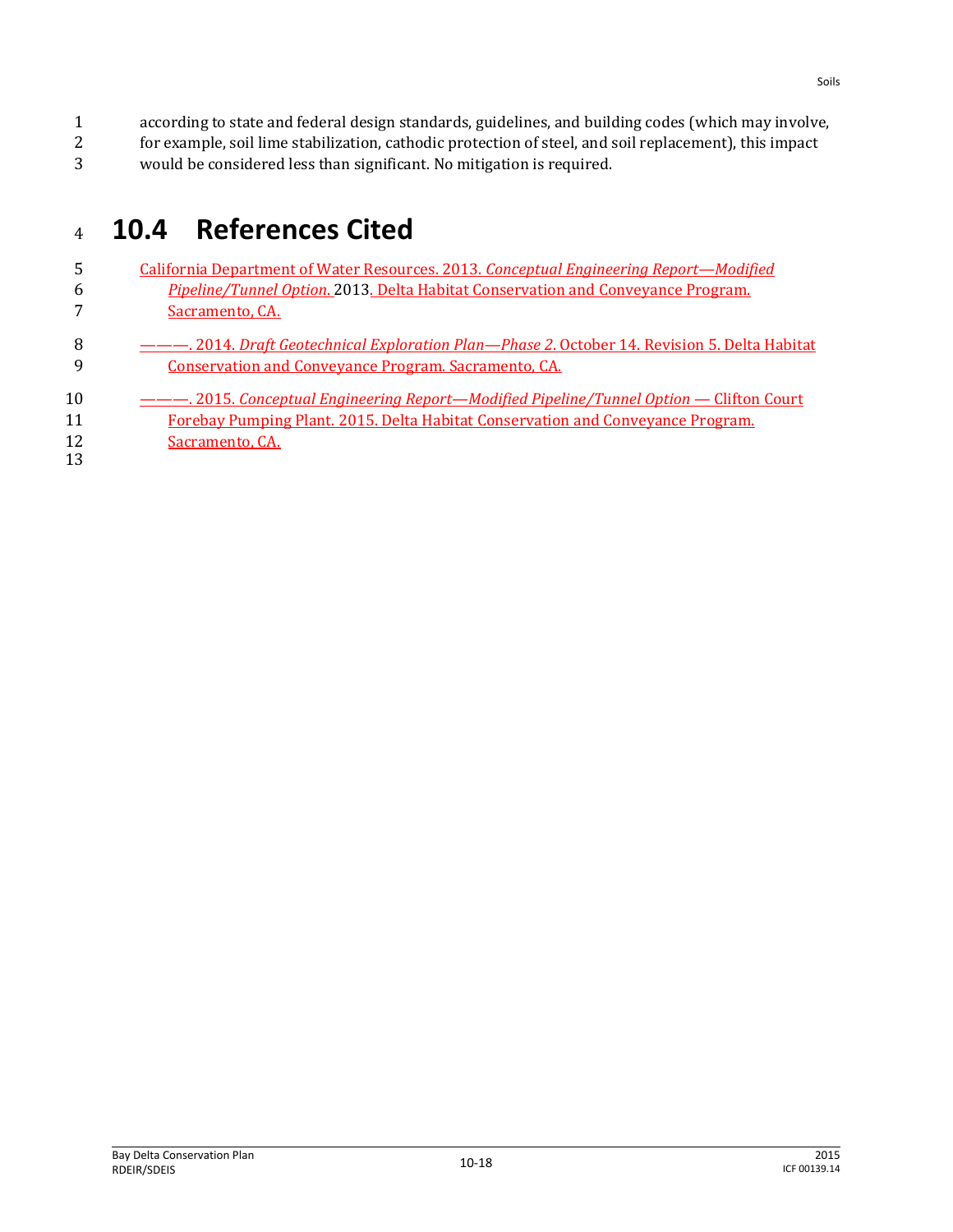according to state and federal design standards, guidelines, and building codes (which may involve, for example, soil lime stabilization, cathodic protection of steel, and soil replacement), this impact would be considered less than significant. No mitigation is required.

# 10.4 References Cited

California Department of Water Resources. 2013. *Conceptual Engineering Report—Modified Pipeline/Tunnel Option*. 2013. Delta Habitat Conservation and Conveyance Program. Sacramento, CA.

———. 2014. *Draft Geotechnical Exploration Plan—Phase 2*. October 14. Revision 5. Delta Habitat Conservation and Conveyance Program. Sacramento, CA.

———. 2015. *Conceptual Engineering Report—Modified Pipeline/Tunnel Option* — Clifton Court Forebay Pumping Plant. 2015. Delta Habitat Conservation and Conveyance Program. Sacramento, CA.